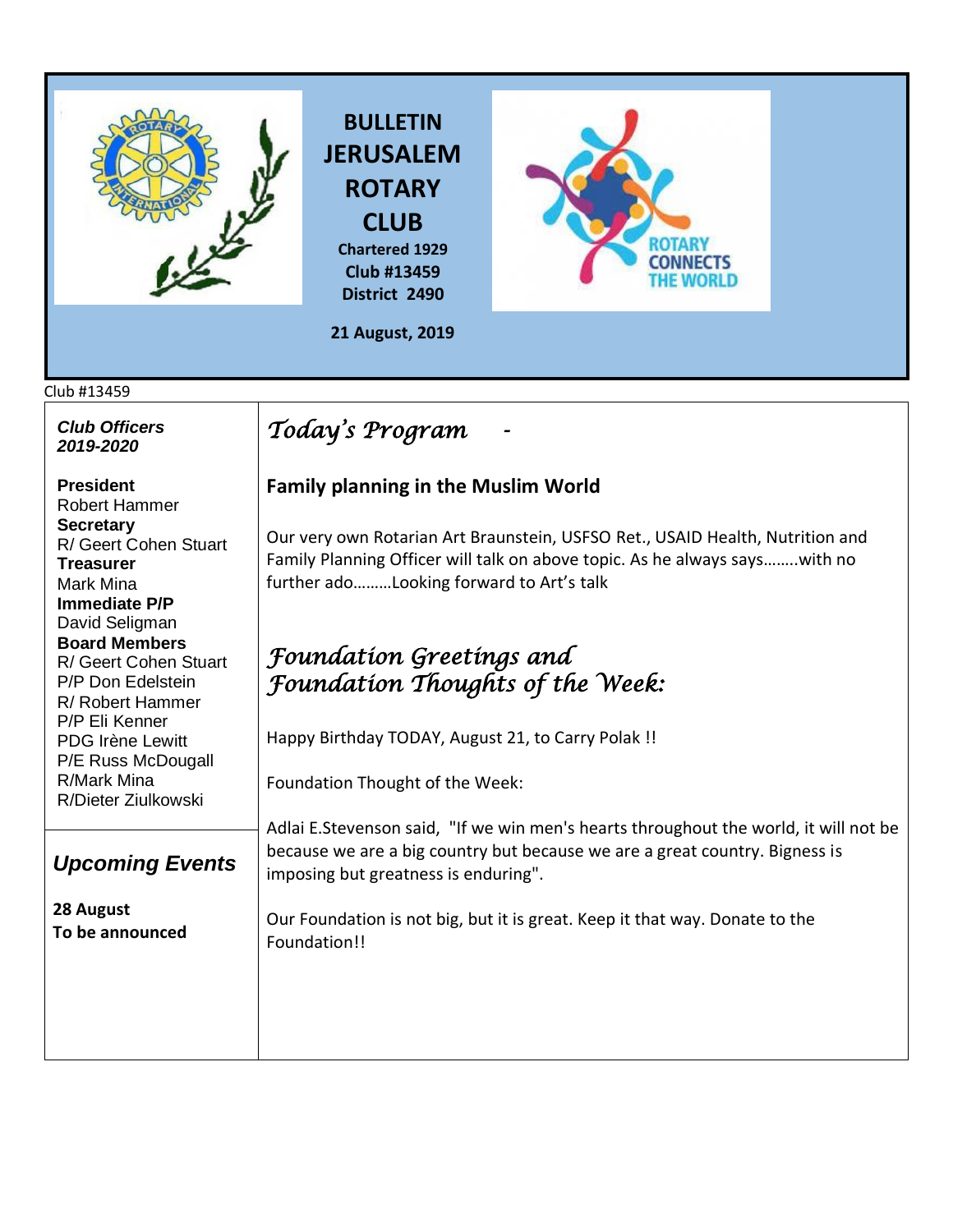# BULLETIN JERUSALEM ROTARY CLUB

**Chartered 1929**
**Club #13459**
**District 2490**

**21 August, 2019**

Club #13459

***Club Officers 2019-2020***

**President**
Robert Hammer
**Secretary**
R/ Geert Cohen Stuart
**Treasurer**
Mark Mina
**Immediate P/P**
David Seligman
**Board Members**
R/ Geert Cohen Stuart
P/P Don Edelstein
R/ Robert Hammer
P/P Eli Kenner
PDG Irène Lewitt
P/E Russ McDougall
R/Mark Mina
R/Dieter Ziulkowski

## *Upcoming Events*

**28 August**
**To be announced**

## *Today's Program -*

### Family planning in the Muslim World

Our very own Rotarian Art Braunstein, USFSO Ret., USAID Health, Nutrition and Family Planning Officer will talk on above topic. As he always says……..with no further ado………Looking forward to Art's talk

## *Foundation Greetings and Foundation Thoughts of the Week:*

Happy Birthday TODAY, August 21, to Carry Polak !!

Foundation Thought of the Week:

Adlai E.Stevenson said, "If we win men's hearts throughout the world, it will not be because we are a big country but because we are a great country. Bigness is imposing but greatness is enduring".

Our Foundation is not big, but it is great. Keep it that way. Donate to the Foundation!!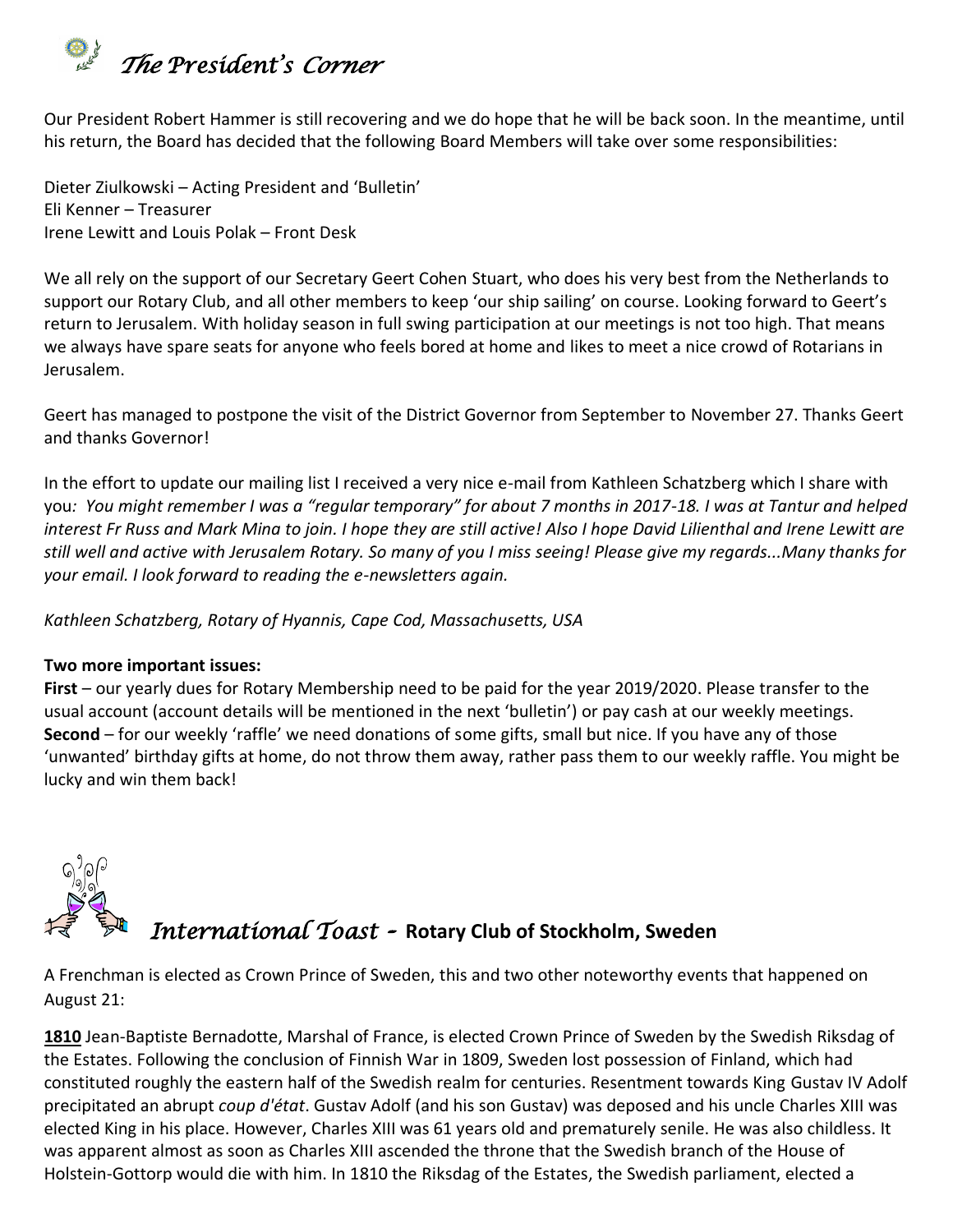## *The President's Corner*

Our President Robert Hammer is still recovering and we do hope that he will be back soon. In the meantime, until his return, the Board has decided that the following Board Members will take over some responsibilities:

Dieter Ziulkowski – Acting President and 'Bulletin'
Eli Kenner – Treasurer
Irene Lewitt and Louis Polak – Front Desk

We all rely on the support of our Secretary Geert Cohen Stuart, who does his very best from the Netherlands to support our Rotary Club, and all other members to keep 'our ship sailing' on course. Looking forward to Geert's return to Jerusalem. With holiday season in full swing participation at our meetings is not too high. That means we always have spare seats for anyone who feels bored at home and likes to meet a nice crowd of Rotarians in Jerusalem.

Geert has managed to postpone the visit of the District Governor from September to November 27. Thanks Geert and thanks Governor!

In the effort to update our mailing list I received a very nice e-mail from Kathleen Schatzberg which I share with you*: You might remember I was a "regular temporary" for about 7 months in 2017-18. I was at Tantur and helped interest Fr Russ and Mark Mina to join. I hope they are still active! Also I hope David Lilienthal and Irene Lewitt are still well and active with Jerusalem Rotary. So many of you I miss seeing! Please give my regards...Many thanks for your email. I look forward to reading the e-newsletters again.*

*Kathleen Schatzberg, Rotary of Hyannis, Cape Cod, Massachusetts, USA*

**Two more important issues:**
**First** – our yearly dues for Rotary Membership need to be paid for the year 2019/2020. Please transfer to the usual account (account details will be mentioned in the next 'bulletin') or pay cash at our weekly meetings.
**Second** – for our weekly 'raffle' we need donations of some gifts, small but nice. If you have any of those 'unwanted' birthday gifts at home, do not throw them away, rather pass them to our weekly raffle. You might be lucky and win them back!

## *International Toast* – **Rotary Club of Stockholm, Sweden**

A Frenchman is elected as Crown Prince of Sweden, this and two other noteworthy events that happened on August 21:

**1810** Jean-Baptiste Bernadotte, Marshal of France, is elected Crown Prince of Sweden by the Swedish Riksdag of the Estates. Following the conclusion of Finnish War in 1809, Sweden lost possession of Finland, which had constituted roughly the eastern half of the Swedish realm for centuries. Resentment towards King Gustav IV Adolf precipitated an abrupt *coup d'état*. Gustav Adolf (and his son Gustav) was deposed and his uncle Charles XIII was elected King in his place. However, Charles XIII was 61 years old and prematurely senile. He was also childless. It was apparent almost as soon as Charles XIII ascended the throne that the Swedish branch of the House of Holstein-Gottorp would die with him. In 1810 the Riksdag of the Estates, the Swedish parliament, elected a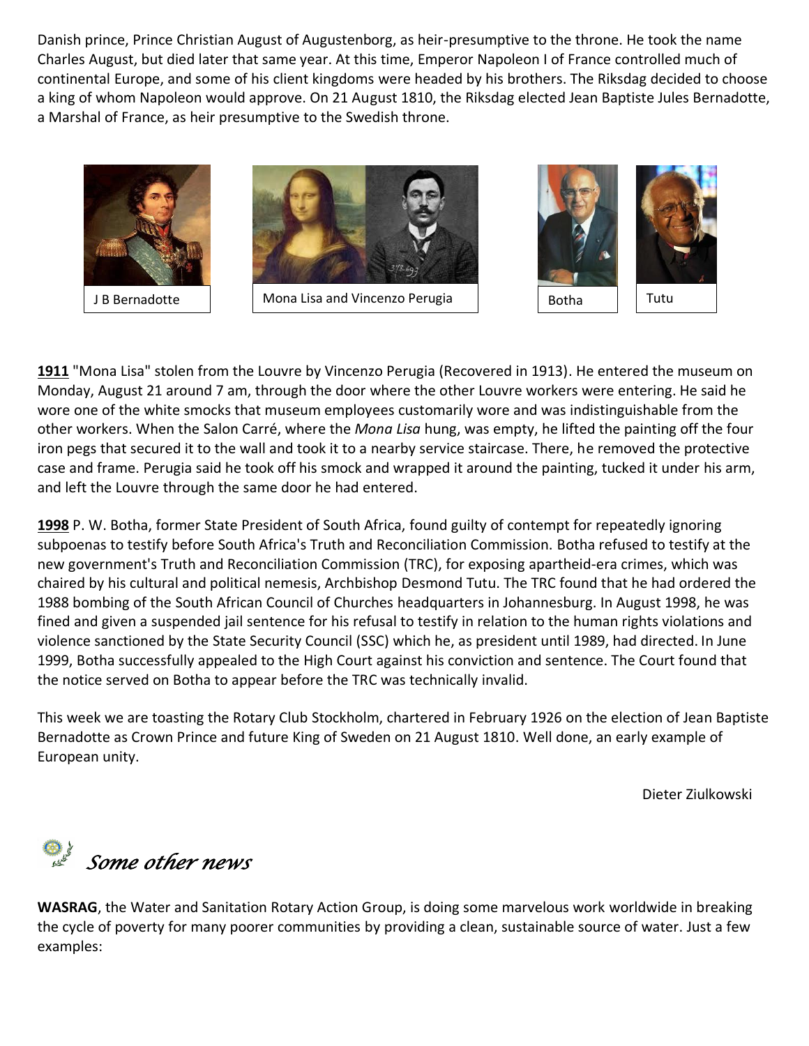Danish prince, Prince Christian August of Augustenborg, as heir-presumptive to the throne. He took the name Charles August, but died later that same year. At this time, Emperor Napoleon I of France controlled much of continental Europe, and some of his client kingdoms were headed by his brothers. The Riksdag decided to choose a king of whom Napoleon would approve. On 21 August 1810, the Riksdag elected Jean Baptiste Jules Bernadotte, a Marshal of France, as heir presumptive to the Swedish throne.

J B Bernadotte

Mona Lisa and Vincenzo Perugia

Botha

Tutu

**1911** "Mona Lisa" stolen from the Louvre by Vincenzo Perugia (Recovered in 1913). He entered the museum on Monday, August 21 around 7 am, through the door where the other Louvre workers were entering. He said he wore one of the white smocks that museum employees customarily wore and was indistinguishable from the other workers. When the Salon Carré, where the *Mona Lisa* hung, was empty, he lifted the painting off the four iron pegs that secured it to the wall and took it to a nearby service staircase. There, he removed the protective case and frame. Perugia said he took off his smock and wrapped it around the painting, tucked it under his arm, and left the Louvre through the same door he had entered.

**1998** P. W. Botha, former State President of South Africa, found guilty of contempt for repeatedly ignoring subpoenas to testify before South Africa's Truth and Reconciliation Commission. Botha refused to testify at the new government's Truth and Reconciliation Commission (TRC), for exposing apartheid-era crimes, which was chaired by his cultural and political nemesis, Archbishop Desmond Tutu. The TRC found that he had ordered the 1988 bombing of the South African Council of Churches headquarters in Johannesburg. In August 1998, he was fined and given a suspended jail sentence for his refusal to testify in relation to the human rights violations and violence sanctioned by the State Security Council (SSC) which he, as president until 1989, had directed. In June 1999, Botha successfully appealed to the High Court against his conviction and sentence. The Court found that the notice served on Botha to appear before the TRC was technically invalid.

This week we are toasting the Rotary Club Stockholm, chartered in February 1926 on the election of Jean Baptiste Bernadotte as Crown Prince and future King of Sweden on 21 August 1810. Well done, an early example of European unity.

Dieter Ziulkowski

## *Some other news*

**WASRAG**, the Water and Sanitation Rotary Action Group, is doing some marvelous work worldwide in breaking the cycle of poverty for many poorer communities by providing a clean, sustainable source of water. Just a few examples: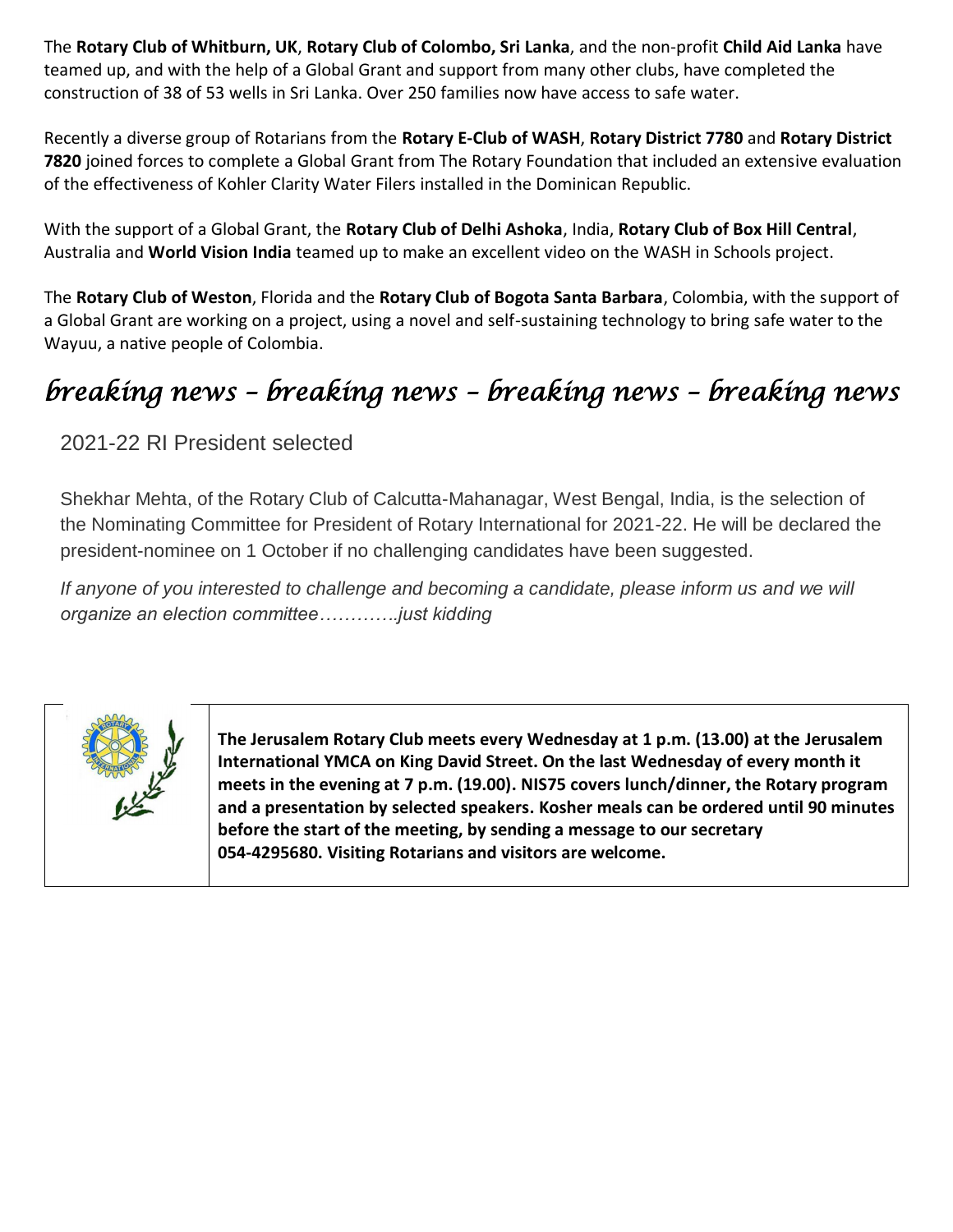The **Rotary Club of Whitburn, UK**, **Rotary Club of Colombo, Sri Lanka**, and the non-profit **Child Aid Lanka** have teamed up, and with the help of a Global Grant and support from many other clubs, have completed the construction of 38 of 53 wells in Sri Lanka. Over 250 families now have access to safe water.

Recently a diverse group of Rotarians from the **Rotary E-Club of WASH**, **Rotary District 7780** and **Rotary District 7820** joined forces to complete a Global Grant from The Rotary Foundation that included an extensive evaluation of the effectiveness of Kohler Clarity Water Filers installed in the Dominican Republic.

With the support of a Global Grant, the **Rotary Club of Delhi Ashoka**, India, **Rotary Club of Box Hill Central**, Australia and **World Vision India** teamed up to make an excellent video on the WASH in Schools project.

The **Rotary Club of Weston**, Florida and the **Rotary Club of Bogota Santa Barbara**, Colombia, with the support of a Global Grant are working on a project, using a novel and self-sustaining technology to bring safe water to the Wayuu, a native people of Colombia.

# *breaking news – breaking news – breaking news – breaking news*

## 2021-22 RI President selected

Shekhar Mehta, of the Rotary Club of Calcutta-Mahanagar, West Bengal, India, is the selection of the Nominating Committee for President of Rotary International for 2021-22. He will be declared the president-nominee on 1 October if no challenging candidates have been suggested.

*If anyone of you interested to challenge and becoming a candidate, please inform us and we will organize an election committee………….just kidding*

**The Jerusalem Rotary Club meets every Wednesday at 1 p.m. (13.00) at the Jerusalem International YMCA on King David Street. On the last Wednesday of every month it meets in the evening at 7 p.m. (19.00). NIS75 covers lunch/dinner, the Rotary program and a presentation by selected speakers. Kosher meals can be ordered until 90 minutes before the start of the meeting, by sending a message to our secretary 054-4295680. Visiting Rotarians and visitors are welcome.**